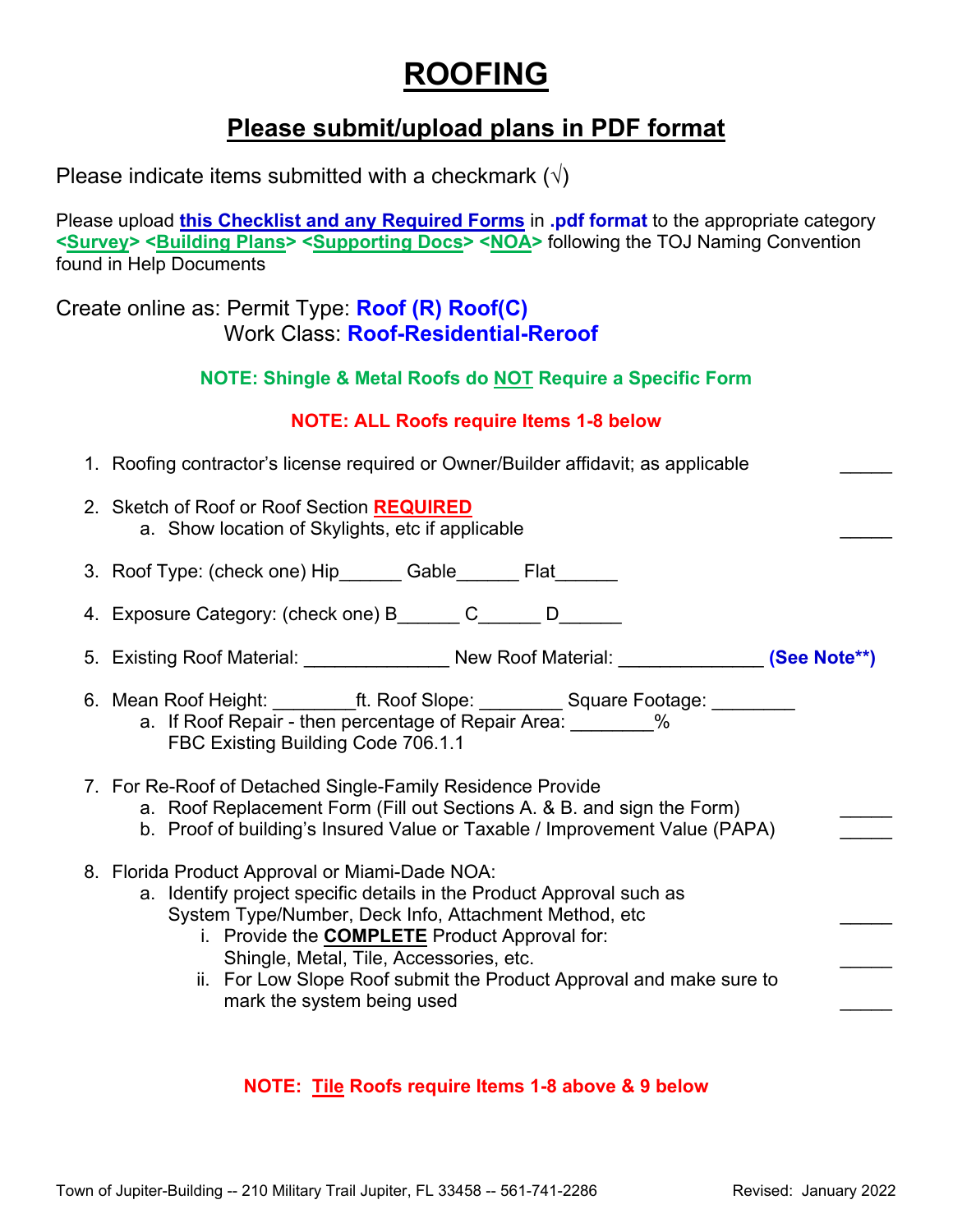# ROOFING

## Please submit/upload plans in PDF format

Please indicate items submitted with a checkmark (√)

Please upload **this Checklist and any Required Forms** in **.pdf format** to the appropriate category **<Survey> <Building Plans> <Supporting Docs> <NOA>** following the TOJ Naming Convention found in Help Documents

Create online as: Permit Type: **Roof (R) Roof(C)**
Work Class: **Roof-Residential-Reroof**

**NOTE: Shingle & Metal Roofs do NOT Require a Specific Form**

**NOTE: ALL Roofs require Items 1-8 below**

1. Roofing contractor's license required or Owner/Builder affidavit; as applicable _____
2. Sketch of Roof or Roof Section **REQUIRED**
   a. Show location of Skylights, etc if applicable _____
3. Roof Type: (check one) Hip______ Gable______ Flat______
4. Exposure Category: (check one) B______ C______ D______
5. Existing Roof Material: ______________ New Roof Material: ______________ **(See Note**)**
6. Mean Roof Height: ________ft. Roof Slope: ________ Square Footage: ________
   a. If Roof Repair - then percentage of Repair Area: ________%
      FBC Existing Building Code 706.1.1
7. For Re-Roof of Detached Single-Family Residence Provide
   a. Roof Replacement Form (Fill out Sections A. & B. and sign the Form) _____
   b. Proof of building's Insured Value or Taxable / Improvement Value (PAPA) _____
8. Florida Product Approval or Miami-Dade NOA:
   a. Identify project specific details in the Product Approval such as System Type/Number, Deck Info, Attachment Method, etc _____
      i. Provide the **COMPLETE** Product Approval for: Shingle, Metal, Tile, Accessories, etc. _____
      ii. For Low Slope Roof submit the Product Approval and make sure to mark the system being used _____

**NOTE: Tile Roofs require Items 1-8 above & 9 below**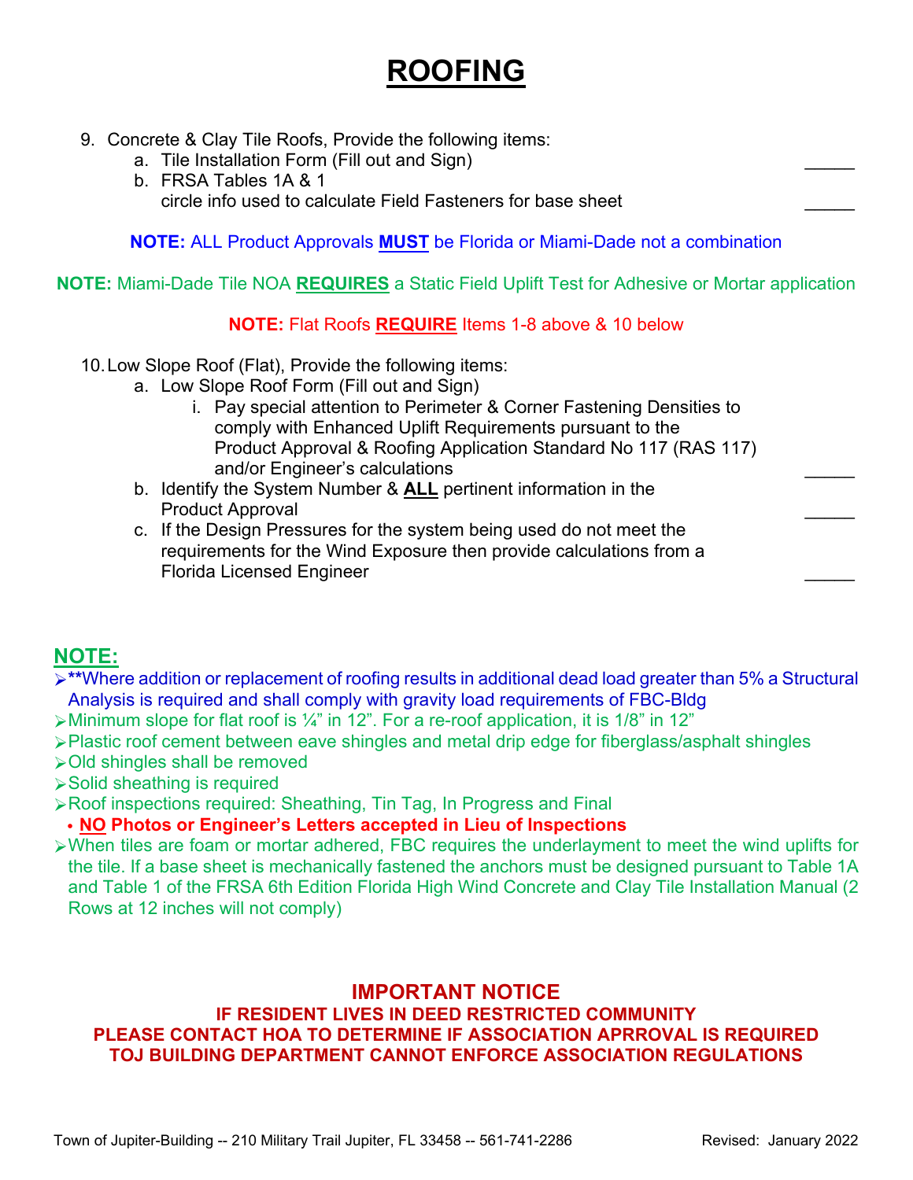# ROOFING

9. Concrete & Clay Tile Roofs, Provide the following items:
    a. Tile Installation Form (Fill out and Sign) _____
    b. FRSA Tables 1A & 1
       circle info used to calculate Field Fasteners for base sheet _____

**NOTE:** ALL Product Approvals **MUST** be Florida or Miami-Dade not a combination

**NOTE:** Miami-Dade Tile NOA **REQUIRES** a Static Field Uplift Test for Adhesive or Mortar application

**NOTE:** Flat Roofs **REQUIRE** Items 1-8 above & 10 below

10. Low Slope Roof (Flat), Provide the following items:
    a. Low Slope Roof Form (Fill out and Sign)
        i. Pay special attention to Perimeter & Corner Fastening Densities to comply with Enhanced Uplift Requirements pursuant to the Product Approval & Roofing Application Standard No 117 (RAS 117) and/or Engineer's calculations _____
    b. Identify the System Number & **ALL** pertinent information in the Product Approval _____
    c. If the Design Pressures for the system being used do not meet the requirements for the Wind Exposure then provide calculations from a Florida Licensed Engineer _____

## NOTE:

- **Where addition or replacement of roofing results in additional dead load greater than 5% a Structural Analysis is required and shall comply with gravity load requirements of FBC-Bldg
- Minimum slope for flat roof is ¼" in 12". For a re-roof application, it is 1/8" in 12"
- Plastic roof cement between eave shingles and metal drip edge for fiberglass/asphalt shingles
- Old shingles shall be removed
- Solid sheathing is required
- Roof inspections required: Sheathing, Tin Tag, In Progress and Final
  - **NO Photos or Engineer's Letters accepted in Lieu of Inspections**
- When tiles are foam or mortar adhered, FBC requires the underlayment to meet the wind uplifts for the tile. If a base sheet is mechanically fastened the anchors must be designed pursuant to Table 1A and Table 1 of the FRSA 6th Edition Florida High Wind Concrete and Clay Tile Installation Manual (2 Rows at 12 inches will not comply)

**IMPORTANT NOTICE**

**IF RESIDENT LIVES IN DEED RESTRICTED COMMUNITY**
**PLEASE CONTACT HOA TO DETERMINE IF ASSOCIATION APRROVAL IS REQUIRED**
**TOJ BUILDING DEPARTMENT CANNOT ENFORCE ASSOCIATION REGULATIONS**

Town of Jupiter-Building -- 210 Military Trail Jupiter, FL 33458 -- 561-741-2286 Revised: January 2022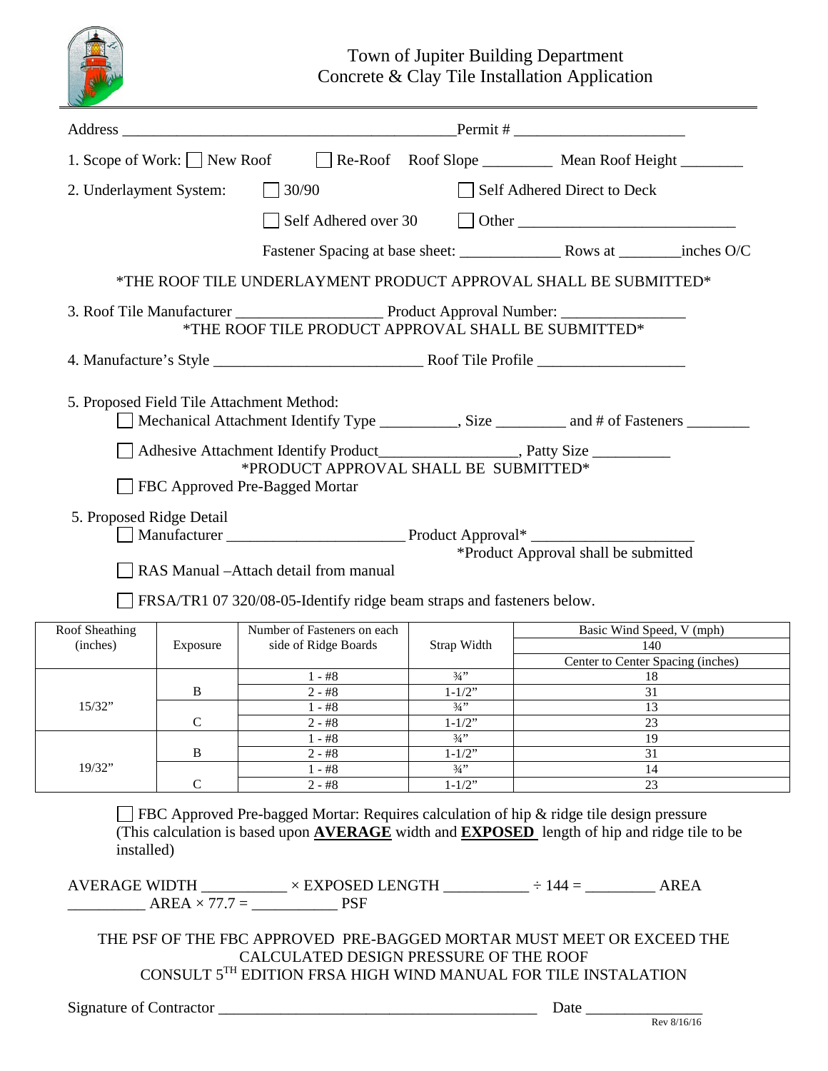# Town of Jupiter Building Department
## Concrete & Clay Tile Installation Application

Address ___________________________________________Permit # _____________________

1. Scope of Work: ☐ New Roof ☐ Re-Roof Roof Slope _________ Mean Roof Height ________

2. Underlayment System: ☐ 30/90 ☐ Self Adhered Direct to Deck

☐ Self Adhered over 30 ☐ Other ___________________________

Fastener Spacing at base sheet: _____________ Rows at ________inches O/C

*THE ROOF TILE UNDERLAYMENT PRODUCT APPROVAL SHALL BE SUBMITTED*

3. Roof Tile Manufacturer __________________ Product Approval Number: ________________
*THE ROOF TILE PRODUCT APPROVAL SHALL BE SUBMITTED*

4. Manufacture's Style __________________________ Roof Tile Profile ___________________

5. Proposed Field Tile Attachment Method:

☐ Mechanical Attachment Identify Type __________, Size _________ and # of Fasteners ________

☐ Adhesive Attachment Identify Product_________________, Patty Size __________
*PRODUCT APPROVAL SHALL BE SUBMITTED*

☐ FBC Approved Pre-Bagged Mortar

5. Proposed Ridge Detail

☐ Manufacturer ______________________ Product Approval* _____________________
*Product Approval shall be submitted

☐ RAS Manual –Attach detail from manual

☐ FRSA/TR1 07 320/08-05-Identify ridge beam straps and fasteners below.

| Roof Sheathing (inches) | Exposure | Number of Fasteners on each side of Ridge Boards | Strap Width | Basic Wind Speed, V (mph) 140 Center to Center Spacing (inches) |
|---|---|---|---|---|
| 15/32" | B | 1 - #8 | ¾" | 18 |
| | | 2 - #8 | 1-1/2" | 31 |
| | C | 1 - #8 | ¾" | 13 |
| | | 2 - #8 | 1-1/2" | 23 |
| 19/32" | B | 1 - #8 | ¾" | 19 |
| | | 2 - #8 | 1-1/2" | 31 |
| | C | 1 - #8 | ¾" | 14 |
| | | 2 - #8 | 1-1/2" | 23 |

☐ FBC Approved Pre-bagged Mortar: Requires calculation of hip & ridge tile design pressure (This calculation is based upon **AVERAGE** width and **EXPOSED** length of hip and ridge tile to be installed)

AVERAGE WIDTH ___________ × EXPOSED LENGTH ___________ ÷ 144 = _________ AREA
__________ AREA × 77.7 = ___________ PSF

THE PSF OF THE FBC APPROVED PRE-BAGGED MORTAR MUST MEET OR EXCEED THE CALCULATED DESIGN PRESSURE OF THE ROOF
CONSULT 5TH EDITION FRSA HIGH WIND MANUAL FOR TILE INSTALATION

Signature of Contractor _________________________________________ Date _______________

Rev 8/16/16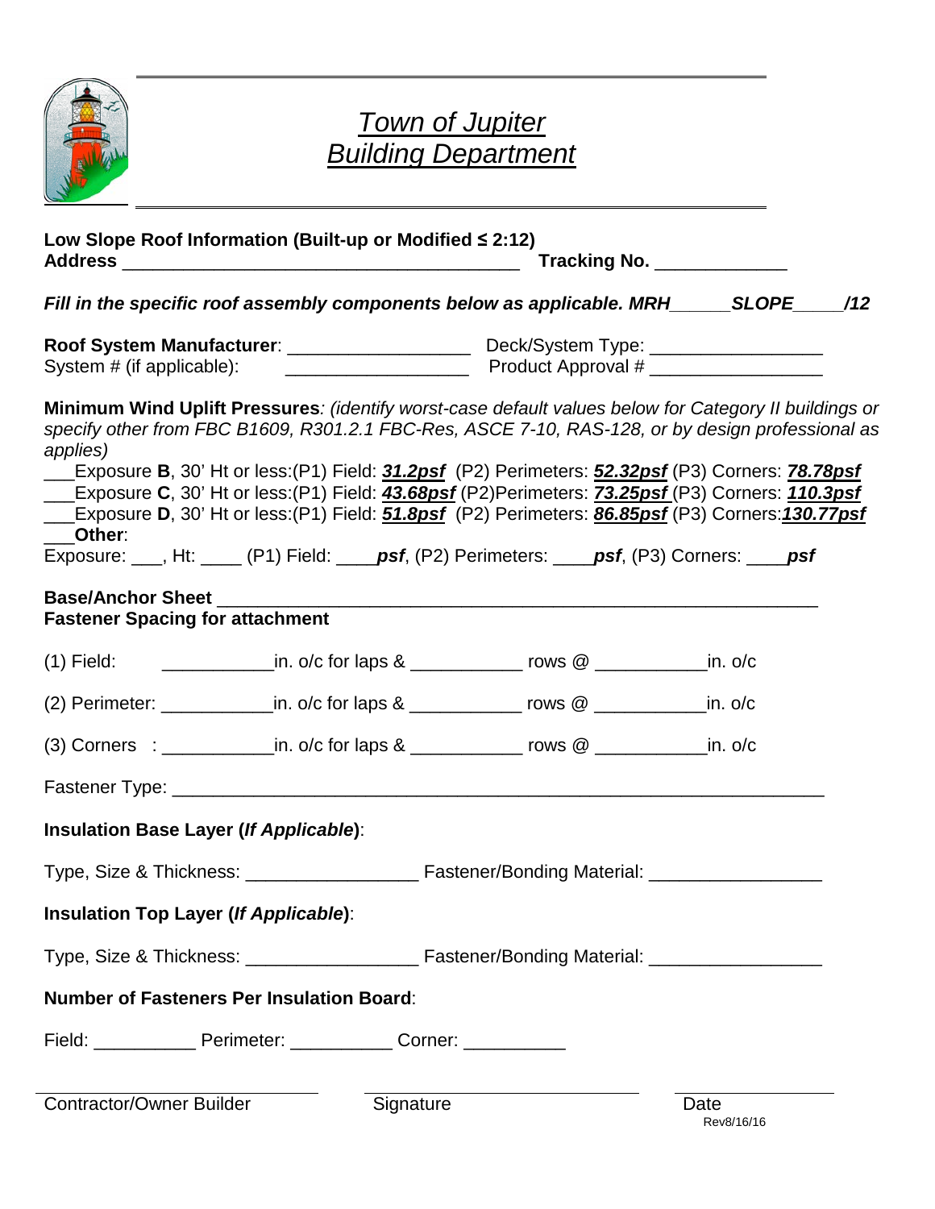# Town of Jupiter
# Building Department

**Low Slope Roof Information (Built-up or Modified ≤ 2:12)**
**Address** _______________________________________ **Tracking No.** _____________

***Fill in the specific roof assembly components below as applicable. MRH______SLOPE_____/12***

**Roof System Manufacturer**: _________________ Deck/System Type: _________________
System # (if applicable): _________________ Product Approval # _________________

**Minimum Wind Uplift Pressures**: *(identify worst-case default values below for Category II buildings or specify other from FBC B1609, R301.2.1 FBC-Res, ASCE 7-10, RAS-128, or by design professional as applies)*

___Exposure **B**, 30' Ht or less:(P1) Field: ***31.2psf*** (P2) Perimeters: ***52.32psf*** (P3) Corners: ***78.78psf***
___Exposure **C**, 30' Ht or less:(P1) Field: ***43.68psf*** (P2)Perimeters: ***73.25psf*** (P3) Corners: ***110.3psf***
___Exposure **D**, 30' Ht or less:(P1) Field: ***51.8psf*** (P2) Perimeters: ***86.85psf*** (P3) Corners:***130.77psf***
___**Other**:
Exposure: ___, Ht: ____ (P1) Field: ____***psf***, (P2) Perimeters: ____***psf***, (P3) Corners: ____***psf***

**Base/Anchor Sheet** ___________________________________________________________
**Fastener Spacing for attachment**

(1) Field: ___________in. o/c for laps & ___________ rows @ ___________in. o/c

(2) Perimeter: ___________in. o/c for laps & ___________ rows @ ___________in. o/c

(3) Corners : ___________in. o/c for laps & ___________ rows @ ___________in. o/c

Fastener Type: ___________________________________________________________

**Insulation Base Layer (*If Applicable*)**:

Type, Size & Thickness: _________________ Fastener/Bonding Material: _________________

**Insulation Top Layer (*If Applicable*)**:

Type, Size & Thickness: _________________ Fastener/Bonding Material: _________________

**Number of Fasteners Per Insulation Board**:

Field: __________ Perimeter: __________ Corner: __________

_________________________ _________________________ _______________
Contractor/Owner Builder Signature Date

Rev8/16/16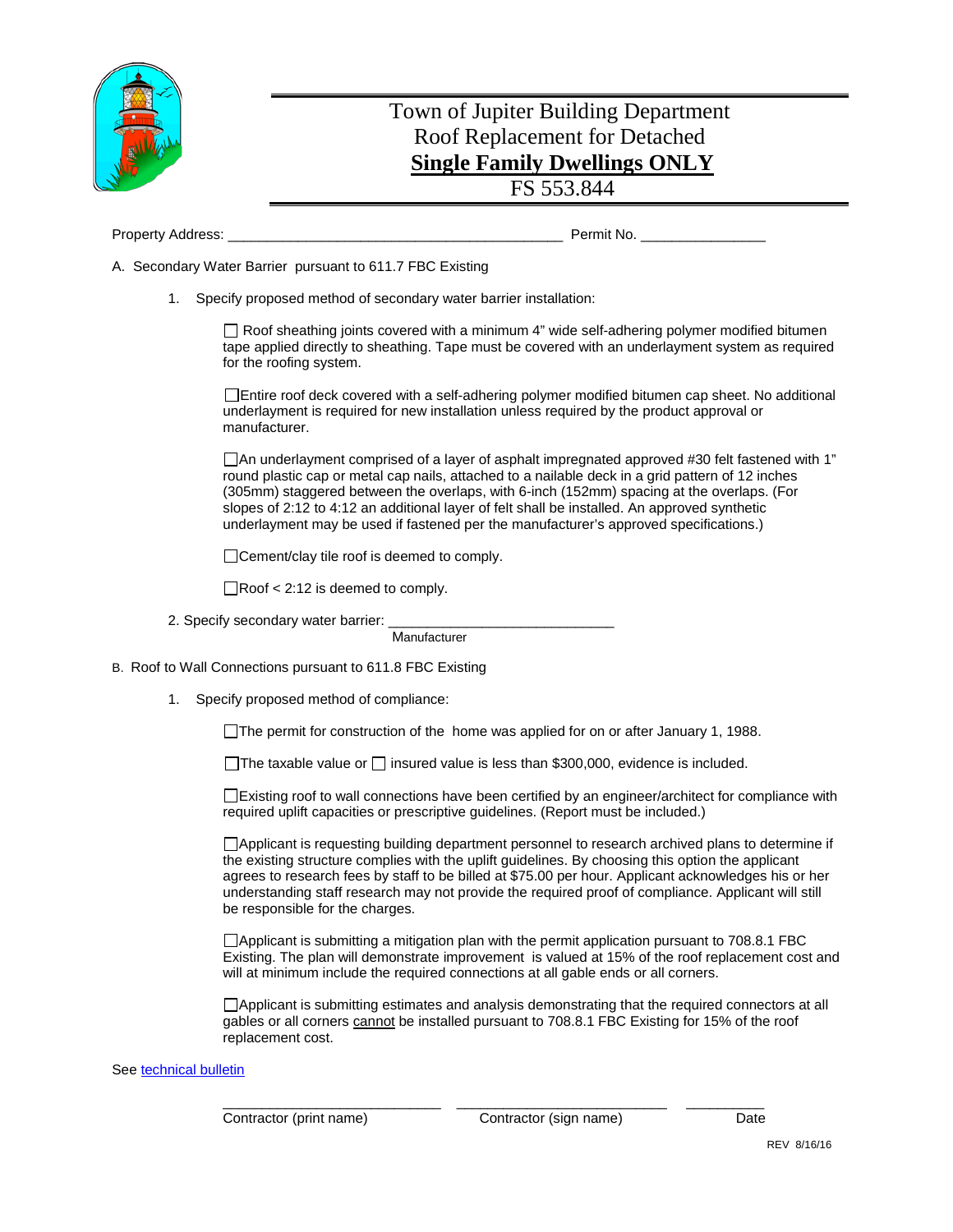# Town of Jupiter Building Department
# Roof Replacement for Detached
# **Single Family Dwellings ONLY**
# FS 553.844

Property Address: ___________________________________________ Permit No. ________________

A. Secondary Water Barrier pursuant to 611.7 FBC Existing

1. Specify proposed method of secondary water barrier installation:

   ☐ Roof sheathing joints covered with a minimum 4" wide self-adhering polymer modified bitumen tape applied directly to sheathing. Tape must be covered with an underlayment system as required for the roofing system.

   ☐ Entire roof deck covered with a self-adhering polymer modified bitumen cap sheet. No additional underlayment is required for new installation unless required by the product approval or manufacturer.

   ☐ An underlayment comprised of a layer of asphalt impregnated approved #30 felt fastened with 1" round plastic cap or metal cap nails, attached to a nailable deck in a grid pattern of 12 inches (305mm) staggered between the overlaps, with 6-inch (152mm) spacing at the overlaps. (For slopes of 2:12 to 4:12 an additional layer of felt shall be installed. An approved synthetic underlayment may be used if fastened per the manufacturer's approved specifications.)

   ☐ Cement/clay tile roof is deemed to comply.

   ☐ Roof < 2:12 is deemed to comply.

2. Specify secondary water barrier: _______________________________
   Manufacturer

B. Roof to Wall Connections pursuant to 611.8 FBC Existing

1. Specify proposed method of compliance:

   ☐ The permit for construction of the home was applied for on or after January 1, 1988.

   ☐ The taxable value or ☐ insured value is less than $300,000, evidence is included.

   ☐ Existing roof to wall connections have been certified by an engineer/architect for compliance with required uplift capacities or prescriptive guidelines. (Report must be included.)

   ☐ Applicant is requesting building department personnel to research archived plans to determine if the existing structure complies with the uplift guidelines. By choosing this option the applicant agrees to research fees by staff to be billed at $75.00 per hour. Applicant acknowledges his or her understanding staff research may not provide the required proof of compliance. Applicant will still be responsible for the charges.

   ☐ Applicant is submitting a mitigation plan with the permit application pursuant to 708.8.1 FBC Existing. The plan will demonstrate improvement is valued at 15% of the roof replacement cost and will at minimum include the required connections at all gable ends or all corners.

   ☐ Applicant is submitting estimates and analysis demonstrating that the required connectors at all gables or all corners <u>cannot</u> be installed pursuant to 708.8.1 FBC Existing for 15% of the roof replacement cost.

See technical bulletin

_____________________________ _____________________________ ___________
Contractor (print name) Contractor (sign name) Date

REV 8/16/16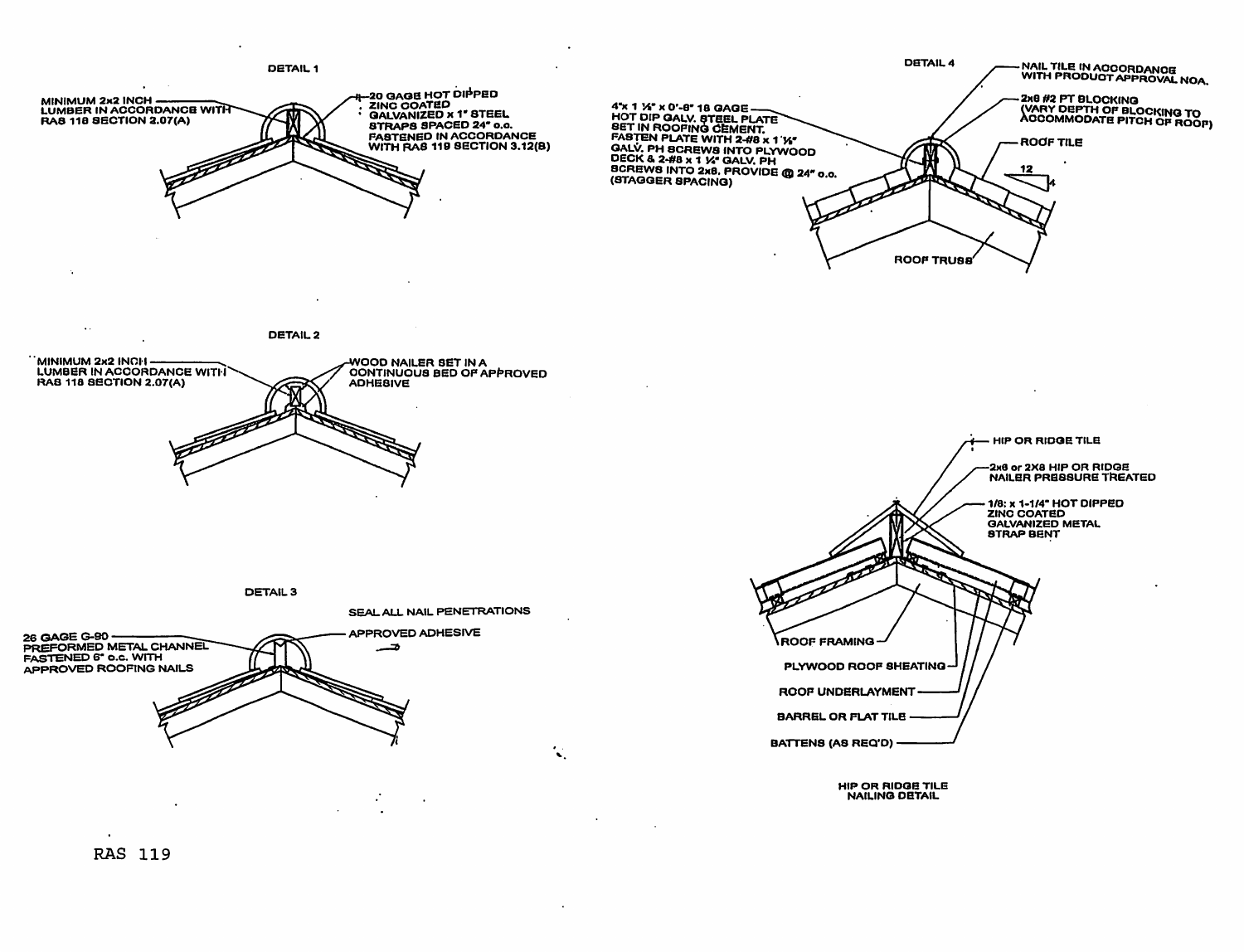### DETAIL 1

MINIMUM 2x2 INCH LUMBER IN ACCORDANCE WITH RAS 118 SECTION 2.07(A)

20 GAGE HOT DIPPED ZINC COATED GALVANIZED x 1" STEEL STRAPS SPACED 24" o.c. FASTENED IN ACCORDANCE WITH RAS 119 SECTION 3.12(B)

### DETAIL 2

MINIMUM 2x2 INCH LUMBER IN ACCORDANCE WITH RAS 118 SECTION 2.07(A)

WOOD NAILER SET IN A CONTINUOUS BED OF APPROVED ADHESIVE

### DETAIL 3

SEAL ALL NAIL PENETRATIONS

26 GAGE G-90 PREFORMED METAL CHANNEL FASTENED 6" o.c. WITH APPROVED ROOFING NAILS

APPROVED ADHESIVE

### DETAIL 4

4"x 1 ½" x 0'-6" 18 GAGE HOT DIP GALV. STEEL PLATE SET IN ROOFING CEMENT. FASTEN PLATE WITH 2-#8 x 1 ½" GALV. PH SCREWS INTO PLYWOOD DECK & 2-#8 x 1 ½" GALV. PH SCREWS INTO 2x8. PROVIDE @ 24" o.c. (STAGGER SPACING)

NAIL TILE IN ACCORDANCE WITH PRODUCT APPROVAL NOA.

2x8 #2 PT BLOCKING (VARY DEPTH OF BLOCKING TO ACCOMMODATE PITCH OF ROOF)

ROOF TILE

12

4

ROOF TRUSS

### HIP OR RIDGE TILE NAILING DETAIL

HIP OR RIDGE TILE

2x6 or 2X8 HIP OR RIDGE NAILER PRESSURE TREATED

1/8: x 1-1/4" HOT DIPPED ZINC COATED GALVANIZED METAL STRAP BENT

ROOF FRAMING

PLYWOOD ROOF SHEATING

ROOF UNDERLAYMENT

BARREL OR FLAT TILE

BATTENS (AS REQ'D)

RAS 119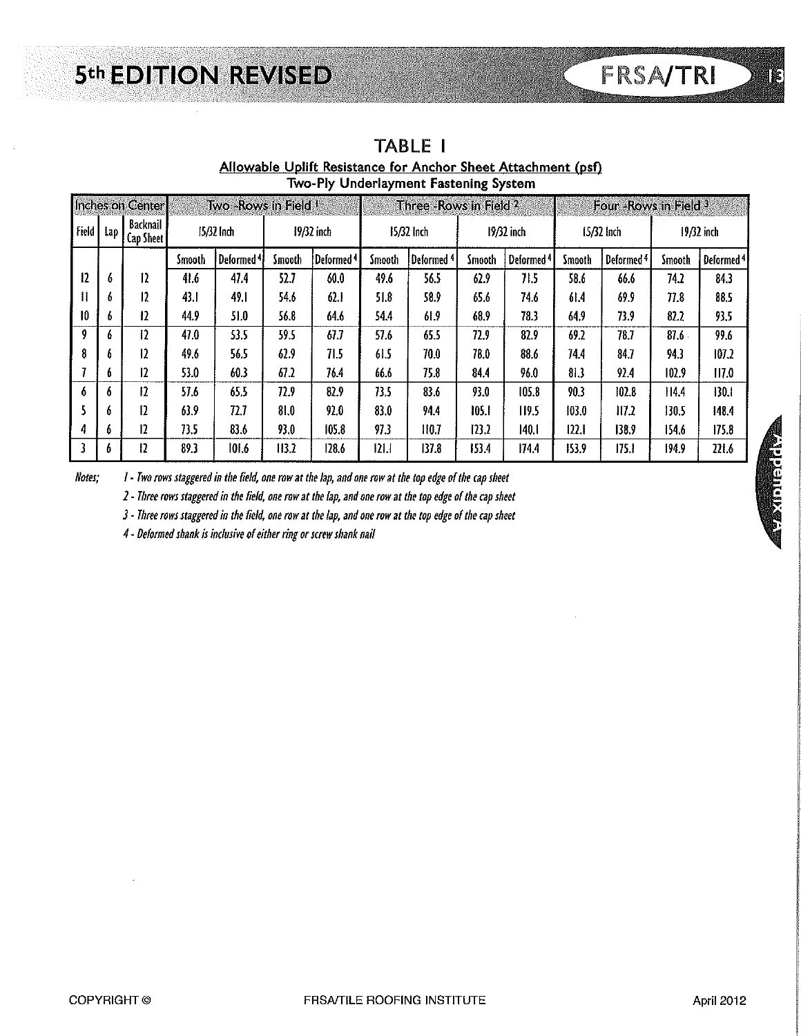## TABLE I

**Allowable Uplift Resistance for Anchor Sheet Attachment (psf)**

**Two-Ply Underlayment Fastening System**

| Inches on Center | | | Two -Rows in Field [1] | | | | Three -Rows in Field [2] | | | | Four -Rows in Field [3] | | | |
|---|---|---|---|---|---|---|---|---|---|---|---|---|---|---|
| Field | Lap | Backnail Cap Sheet | 15/32 Inch | | 19/32 inch | | 15/32 Inch | | 19/32 inch | | 15/32 Inch | | 19/32 inch | |
| | | | Smooth | Deformed [4] | Smooth | Deformed [4] | Smooth | Deformed [4] | Smooth | Deformed [4] | Smooth | Deformed [4] | Smooth | Deformed [4] |
| 12 | 6 | 12 | 41.6 | 47.4 | 52.7 | 60.0 | 49.6 | 56.5 | 62.9 | 71.5 | 58.6 | 66.6 | 74.2 | 84.3 |
| 11 | 6 | 12 | 43.1 | 49.1 | 54.6 | 62.1 | 51.8 | 58.9 | 65.6 | 74.6 | 61.4 | 69.9 | 77.8 | 88.5 |
| 10 | 6 | 12 | 44.9 | 51.0 | 56.8 | 64.6 | 54.4 | 61.9 | 68.9 | 78.3 | 64.9 | 73.9 | 82.2 | 93.5 |
| 9 | 6 | 12 | 47.0 | 53.5 | 59.5 | 67.7 | 57.6 | 65.5 | 72.9 | 82.9 | 69.2 | 78.7 | 87.6 | 99.6 |
| 8 | 6 | 12 | 49.6 | 56.5 | 62.9 | 71.5 | 61.5 | 70.0 | 78.0 | 88.6 | 74.4 | 84.7 | 94.3 | 107.2 |
| 7 | 6 | 12 | 53.0 | 60.3 | 67.2 | 76.4 | 66.6 | 75.8 | 84.4 | 96.0 | 81.3 | 92.4 | 102.9 | 117.0 |
| 6 | 6 | 12 | 57.6 | 65.5 | 72.9 | 82.9 | 73.5 | 83.6 | 93.0 | 105.8 | 90.3 | 102.8 | 114.4 | 130.1 |
| 5 | 6 | 12 | 63.9 | 72.7 | 81.0 | 92.0 | 83.0 | 94.4 | 105.1 | 119.5 | 103.0 | 117.2 | 130.5 | 148.4 |
| 4 | 6 | 12 | 73.5 | 83.6 | 93.0 | 105.8 | 97.3 | 110.7 | 123.2 | 140.1 | 122.1 | 138.9 | 154.6 | 175.8 |
| 3 | 6 | 12 | 89.3 | 101.6 | 113.2 | 128.6 | 121.1 | 137.8 | 153.4 | 174.4 | 153.9 | 175.1 | 194.9 | 221.6 |

*Notes;*

*1 - Two rows staggered in the field, one row at the lap, and one row at the top edge of the cap sheet*

*2 - Three rows staggered in the field, one row at the lap, and one row at the top edge of the cap sheet*

*3 - Three rows staggered in the field, one row at the lap, and one row at the top edge of the cap sheet*

*4 - Deformed shank is inclusive of either ring or screw shank nail*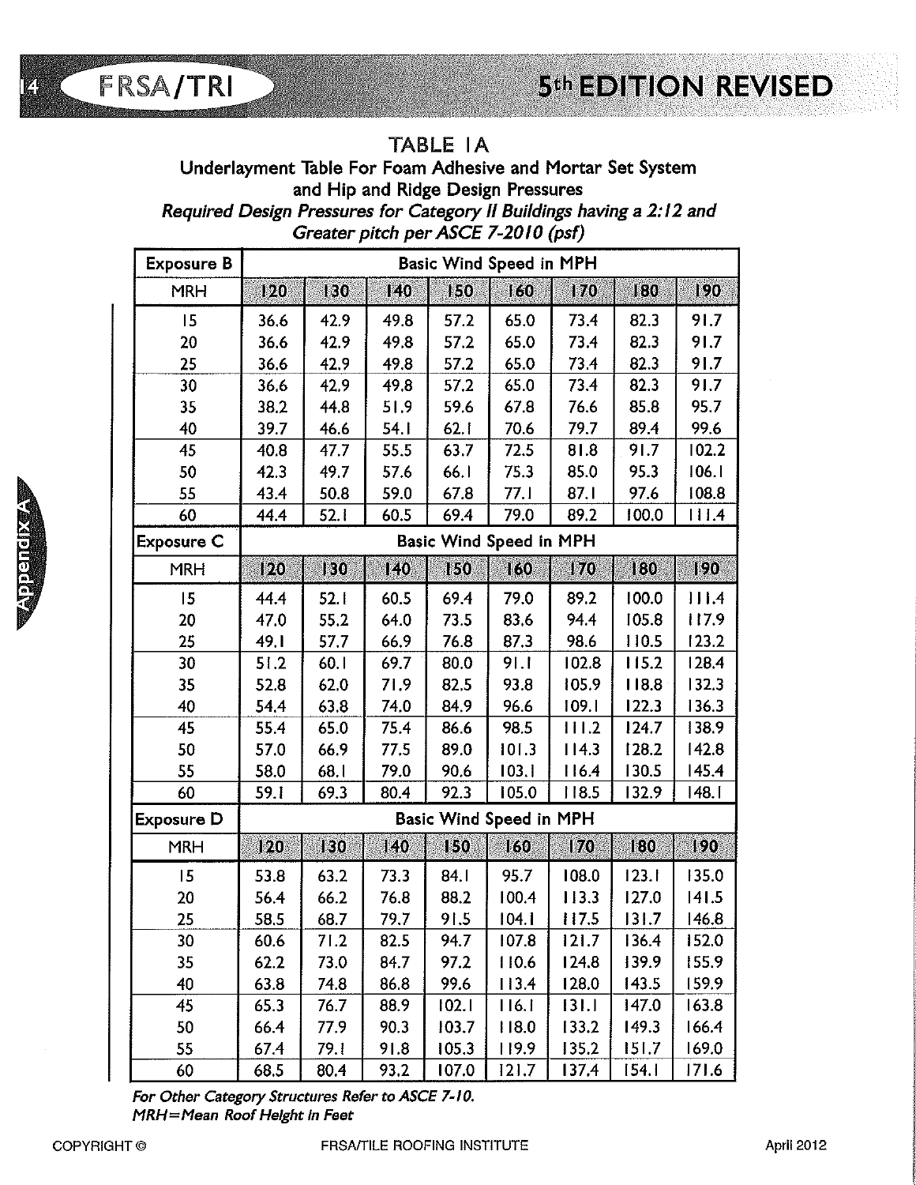# TABLE 1A

## Underlayment Table For Foam Adhesive and Mortar Set System and Hip and Ridge Design Pressures

*Required Design Pressures for Category II Buildings having a 2:12 and Greater pitch per ASCE 7-2010 (psf)*

| Exposure B | Basic Wind Speed in MPH | | | | | | | |
|---|---|---|---|---|---|---|---|---|
| MRH | 120 | 130 | 140 | 150 | 160 | 170 | 180 | 190 |
| 15 | 36.6 | 42.9 | 49.8 | 57.2 | 65.0 | 73.4 | 82.3 | 91.7 |
| 20 | 36.6 | 42.9 | 49.8 | 57.2 | 65.0 | 73.4 | 82.3 | 91.7 |
| 25 | 36.6 | 42.9 | 49.8 | 57.2 | 65.0 | 73.4 | 82.3 | 91.7 |
| 30 | 36.6 | 42.9 | 49.8 | 57.2 | 65.0 | 73.4 | 82.3 | 91.7 |
| 35 | 38.2 | 44.8 | 51.9 | 59.6 | 67.8 | 76.6 | 85.8 | 95.7 |
| 40 | 39.7 | 46.6 | 54.1 | 62.1 | 70.6 | 79.7 | 89.4 | 99.6 |
| 45 | 40.8 | 47.7 | 55.5 | 63.7 | 72.5 | 81.8 | 91.7 | 102.2 |
| 50 | 42.3 | 49.7 | 57.6 | 66.1 | 75.3 | 85.0 | 95.3 | 106.1 |
| 55 | 43.4 | 50.8 | 59.0 | 67.8 | 77.1 | 87.1 | 97.6 | 108.8 |
| 60 | 44.4 | 52.1 | 60.5 | 69.4 | 79.0 | 89.2 | 100.0 | 111.4 |
| **Exposure C** | **Basic Wind Speed in MPH** | | | | | | | |
| MRH | 120 | 130 | 140 | 150 | 160 | 170 | 180 | 190 |
| 15 | 44.4 | 52.1 | 60.5 | 69.4 | 79.0 | 89.2 | 100.0 | 111.4 |
| 20 | 47.0 | 55.2 | 64.0 | 73.5 | 83.6 | 94.4 | 105.8 | 117.9 |
| 25 | 49.1 | 57.7 | 66.9 | 76.8 | 87.3 | 98.6 | 110.5 | 123.2 |
| 30 | 51.2 | 60.1 | 69.7 | 80.0 | 91.1 | 102.8 | 115.2 | 128.4 |
| 35 | 52.8 | 62.0 | 71.9 | 82.5 | 93.8 | 105.9 | 118.8 | 132.3 |
| 40 | 54.4 | 63.8 | 74.0 | 84.9 | 96.6 | 109.1 | 122.3 | 136.3 |
| 45 | 55.4 | 65.0 | 75.4 | 86.6 | 98.5 | 111.2 | 124.7 | 138.9 |
| 50 | 57.0 | 66.9 | 77.5 | 89.0 | 101.3 | 114.3 | 128.2 | 142.8 |
| 55 | 58.0 | 68.1 | 79.0 | 90.6 | 103.1 | 116.4 | 130.5 | 145.4 |
| 60 | 59.1 | 69.3 | 80.4 | 92.3 | 105.0 | 118.5 | 132.9 | 148.1 |
| **Exposure D** | **Basic Wind Speed in MPH** | | | | | | | |
| MRH | 120 | 130 | 140 | 150 | 160 | 170 | 180 | 190 |
| 15 | 53.8 | 63.2 | 73.3 | 84.1 | 95.7 | 108.0 | 123.1 | 135.0 |
| 20 | 56.4 | 66.2 | 76.8 | 88.2 | 100.4 | 113.3 | 127.0 | 141.5 |
| 25 | 58.5 | 68.7 | 79.7 | 91.5 | 104.1 | 117.5 | 131.7 | 146.8 |
| 30 | 60.6 | 71.2 | 82.5 | 94.7 | 107.8 | 121.7 | 136.4 | 152.0 |
| 35 | 62.2 | 73.0 | 84.7 | 97.2 | 110.6 | 124.8 | 139.9 | 155.9 |
| 40 | 63.8 | 74.8 | 86.8 | 99.6 | 113.4 | 128.0 | 143.5 | 159.9 |
| 45 | 65.3 | 76.7 | 88.9 | 102.1 | 116.1 | 131.1 | 147.0 | 163.8 |
| 50 | 66.4 | 77.9 | 90.3 | 103.7 | 118.0 | 133.2 | 149.3 | 166.4 |
| 55 | 67.4 | 79.1 | 91.8 | 105.3 | 119.9 | 135.2 | 151.7 | 169.0 |
| 60 | 68.5 | 80.4 | 93.2 | 107.0 | 121.7 | 137.4 | 154.1 | 171.6 |

*For Other Category Structures Refer to ASCE 7-10.*
*MRH=Mean Roof Height in Feet*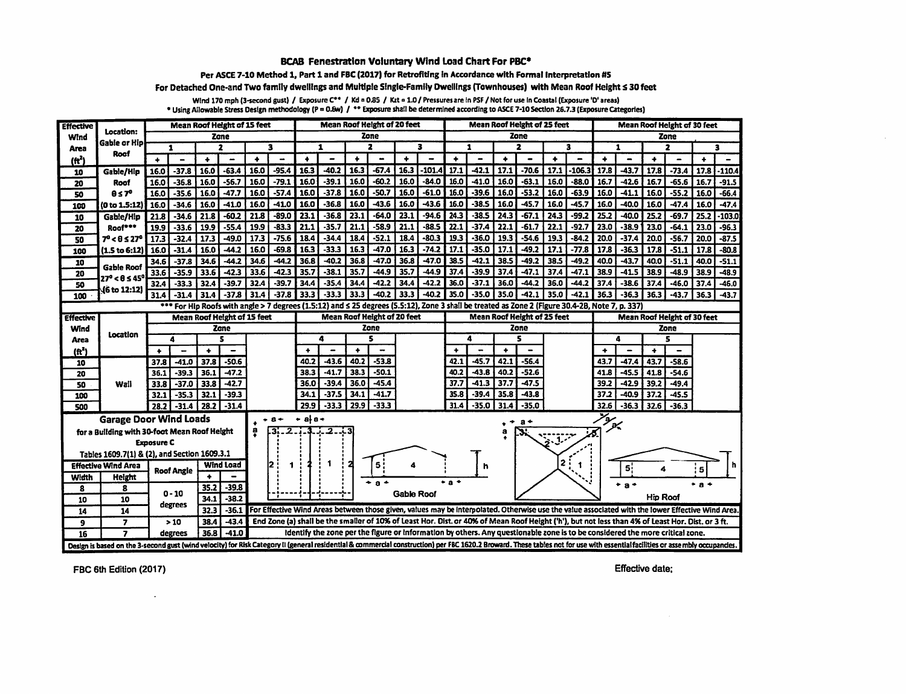# BCAB Fenestration Voluntary Wind Load Chart For PBC*

**Per ASCE 7-10 Method 1, Part 1 and FBC (2017) for Retrofitting in Accordance with Formal Interpretation #5**

**For Detached One-and Two family dwellings and Multiple Single-Family Dwellings (Townhouses) with Mean Roof Height ≤ 30 feet**

Wind 170 mph (3-second gust) / Exposure C** / Kd = 0.85 / Kzt = 1.0 / Pressures are in PSF / Not for use in Coastal (Exposure 'D' areas)

* Using Allowable Stress Design methodology (P = 0.6w) / ** Exposure shall be determined according to ASCE 7-10 Section 26.7.3 (Exposure Categories)

| Effective Wind Area (ft²) | Location: Gable or Hip Roof | Mean Roof Height of 15 feet | | | | | | Mean Roof Height of 20 feet | | | | | | Mean Roof Height of 25 feet | | | | | | Mean Roof Height of 30 feet | | | | | |
|---|---|---|---|---|---|---|---|---|---|---|---|---|---|---|---|---|---|---|---|---|---|---|---|---|---|
| | | Zone 1 | | Zone 2 | | Zone 3 | | Zone 1 | | Zone 2 | | Zone 3 | | Zone 1 | | Zone 2 | | Zone 3 | | Zone 1 | | Zone 2 | | Zone 3 | |
| | | + | – | + | – | + | – | + | – | + | – | + | – | + | – | + | – | + | – | + | – | + | – | + | – |
| 10 | Gable/Hip | 16.0 | -37.8 | 16.0 | -63.4 | 16.0 | -95.4 | 16.3 | -40.2 | 16.3 | -67.4 | 16.3 | -101.4 | 17.1 | -42.1 | 17.1 | -70.6 | 17.1 | -106.3 | 17.8 | -43.7 | 17.8 | -73.4 | 17.8 | -110.4 |
| 20 | Roof | 16.0 | -36.8 | 16.0 | -56.7 | 16.0 | -79.1 | 16.0 | -39.1 | 16.0 | -60.2 | 16.0 | -84.0 | 16.0 | -41.0 | 16.0 | -63.1 | 16.0 | -88.0 | 16.7 | -42.6 | 16.7 | -65.6 | 16.7 | -91.5 |
| 50 | θ ≤ 7° | 16.0 | -35.6 | 16.0 | -47.7 | 16.0 | -57.4 | 16.0 | -37.8 | 16.0 | -50.7 | 16.0 | -61.0 | 16.0 | -39.6 | 16.0 | -53.2 | 16.0 | -63.9 | 16.0 | -41.1 | 16.0 | -55.2 | 16.0 | -66.4 |
| 100 | (0 to 1.5:12) | 16.0 | -34.6 | 16.0 | -41.0 | 16.0 | -41.0 | 16.0 | -36.8 | 16.0 | -43.6 | 16.0 | -43.6 | 16.0 | -38.5 | 16.0 | -45.7 | 16.0 | -45.7 | 16.0 | -40.0 | 16.0 | -47.4 | 16.0 | -47.4 |
| 10 | Gable/Hip | 21.8 | -34.6 | 21.8 | -60.2 | 21.8 | -89.0 | 23.1 | -36.8 | 23.1 | -64.0 | 23.1 | -94.6 | 24.3 | -38.5 | 24.3 | -67.1 | 24.3 | -99.2 | 25.2 | -40.0 | 25.2 | -69.7 | 25.2 | -103.0 |
| 20 | Roof*** | 19.9 | -33.6 | 19.9 | -55.4 | 19.9 | -83.3 | 21.1 | -35.7 | 21.1 | -58.9 | 21.1 | -88.5 | 22.1 | -37.4 | 22.1 | -61.7 | 22.1 | -92.7 | 23.0 | -38.9 | 23.0 | -64.1 | 23.0 | -96.3 |
| 50 | 7° < θ ≤ 27° | 17.3 | -32.4 | 17.3 | -49.0 | 17.3 | -75.6 | 18.4 | -34.4 | 18.4 | -52.1 | 18.4 | -80.3 | 19.3 | -36.0 | 19.3 | -54.6 | 19.3 | -84.2 | 20.0 | -37.4 | 20.0 | -56.7 | 20.0 | -87.5 |
| 100 | (1.5 to 6:12) | 16.0 | -31.4 | 16.0 | -44.2 | 16.0 | -69.8 | 16.3 | -33.3 | 16.3 | -47.0 | 16.3 | -74.2 | 17.1 | -35.0 | 17.1 | -49.2 | 17.1 | -77.8 | 17.8 | -36.3 | 17.8 | -51.1 | 17.8 | -80.8 |
| 10 | Gable Roof | 34.6 | -37.8 | 34.6 | -44.2 | 34.6 | -44.2 | 36.8 | -40.2 | 36.8 | -47.0 | 36.8 | -47.0 | 38.5 | -42.1 | 38.5 | -49.2 | 38.5 | -49.2 | 40.0 | -43.7 | 40.0 | -51.1 | 40.0 | -51.1 |
| 20 | 27° < θ ≤ 45° | 33.6 | -35.9 | 33.6 | -42.3 | 33.6 | -42.3 | 35.7 | -38.1 | 35.7 | -44.9 | 35.7 | -44.9 | 37.4 | -39.9 | 37.4 | -47.1 | 37.4 | -47.1 | 38.9 | -41.5 | 38.9 | -48.9 | 38.9 | -48.9 |
| 50 | (6 to 12:12) | 32.4 | -33.3 | 32.4 | -39.7 | 32.4 | -39.7 | 34.4 | -35.4 | 34.4 | -42.2 | 34.4 | -42.2 | 36.0 | -37.1 | 36.0 | -44.2 | 36.0 | -44.2 | 37.4 | -38.6 | 37.4 | -46.0 | 37.4 | -46.0 |
| 100 | | 31.4 | -31.4 | 31.4 | -37.8 | 31.4 | -37.8 | 33.3 | -33.3 | 33.3 | -40.2 | 33.3 | -40.2 | 35.0 | -35.0 | 35.0 | -42.1 | 35.0 | -42.1 | 36.3 | -36.3 | 36.3 | -43.7 | 36.3 | -43.7 |

*** For Hip Roofs with angle > 7 degrees (1.5:12) and ≤ 25 degrees (5.5:12), Zone 3 shall be treated as Zone 2 (Figure 30.4-2B, Note 7, p. 337)

| Effective Wind Area (ft²) | Location | Mean Roof Height of 15 feet | | | | Mean Roof Height of 20 feet | | | | Mean Roof Height of 25 feet | | | | Mean Roof Height of 30 feet | | | |
|---|---|---|---|---|---|---|---|---|---|---|---|---|---|---|---|---|---|
| | | Zone 4 | | Zone 5 | | Zone 4 | | Zone 5 | | Zone 4 | | Zone 5 | | Zone 4 | | Zone 5 | |
| | | + | – | + | – | + | – | + | – | + | – | + | – | + | – | + | – |
| 10 | Wall | 37.8 | -41.0 | 37.8 | -50.6 | 40.2 | -43.6 | 40.2 | -53.8 | 42.1 | -45.7 | 42.1 | -56.4 | 43.7 | -47.4 | 43.7 | -58.6 |
| 20 | Wall | 36.1 | -39.3 | 36.1 | -47.2 | 38.3 | -41.7 | 38.3 | -50.1 | 40.2 | -43.8 | 40.2 | -52.6 | 41.8 | -45.5 | 41.8 | -54.6 |
| 50 | Wall | 33.8 | -37.0 | 33.8 | -42.7 | 36.0 | -39.4 | 36.0 | -45.4 | 37.7 | -41.3 | 37.7 | -47.5 | 39.2 | -42.9 | 39.2 | -49.4 |
| 100 | Wall | 32.1 | -35.3 | 32.1 | -39.3 | 34.1 | -37.5 | 34.1 | -41.7 | 35.8 | -39.4 | 35.8 | -43.8 | 37.2 | -40.9 | 37.2 | -45.5 |
| 500 | Wall | 28.2 | -31.4 | 28.2 | -31.4 | 29.9 | -33.3 | 29.9 | -33.3 | 31.4 | -35.0 | 31.4 | -35.0 | 32.6 | -36.3 | 32.6 | -36.3 |

## Garage Door Wind Loads

for a Building with 30-foot Mean Roof Height

Exposure C

Tables 1609.7(1) & (2), and Section 1609.3.1

| Effective Wind Area | | Roof Angle | Wind Load | |
|---|---|---|---|---|
| Width | Height | | + | – |
| 8 | 8 | 0 - 10 degrees | 35.2 | -39.8 |
| 10 | 10 | 0 - 10 degrees | 34.1 | -38.2 |
| 14 | 14 | 0 - 10 degrees | 32.3 | -36.1 |
| 9 | 7 | > 10 degrees | 38.4 | -43.4 |
| 16 | 7 | > 10 degrees | 36.8 | -41.0 |

Gable Roof

Hip Roof

For Effective Wind Areas between those given, values may be interpolated. Otherwise use the value associated with the lower Effective Wind Area.

End Zone (a) shall be the smaller of 10% of Least Hor. Dist. or 40% of Mean Roof Height ('h'), but not less than 4% of Least Hor. Dist. or 3 ft.

Identify the zone per the figure or information by others. Any questionable zone is to be considered the more critical zone.

Design is based on the 3-second gust (wind velocity) for Risk Category II (general residential & commercial construction) per FBC 1620.2 Broward. These tables not for use with essential facilities or assembly occupancies.

FBC 6th Edition (2017)

Effective date: